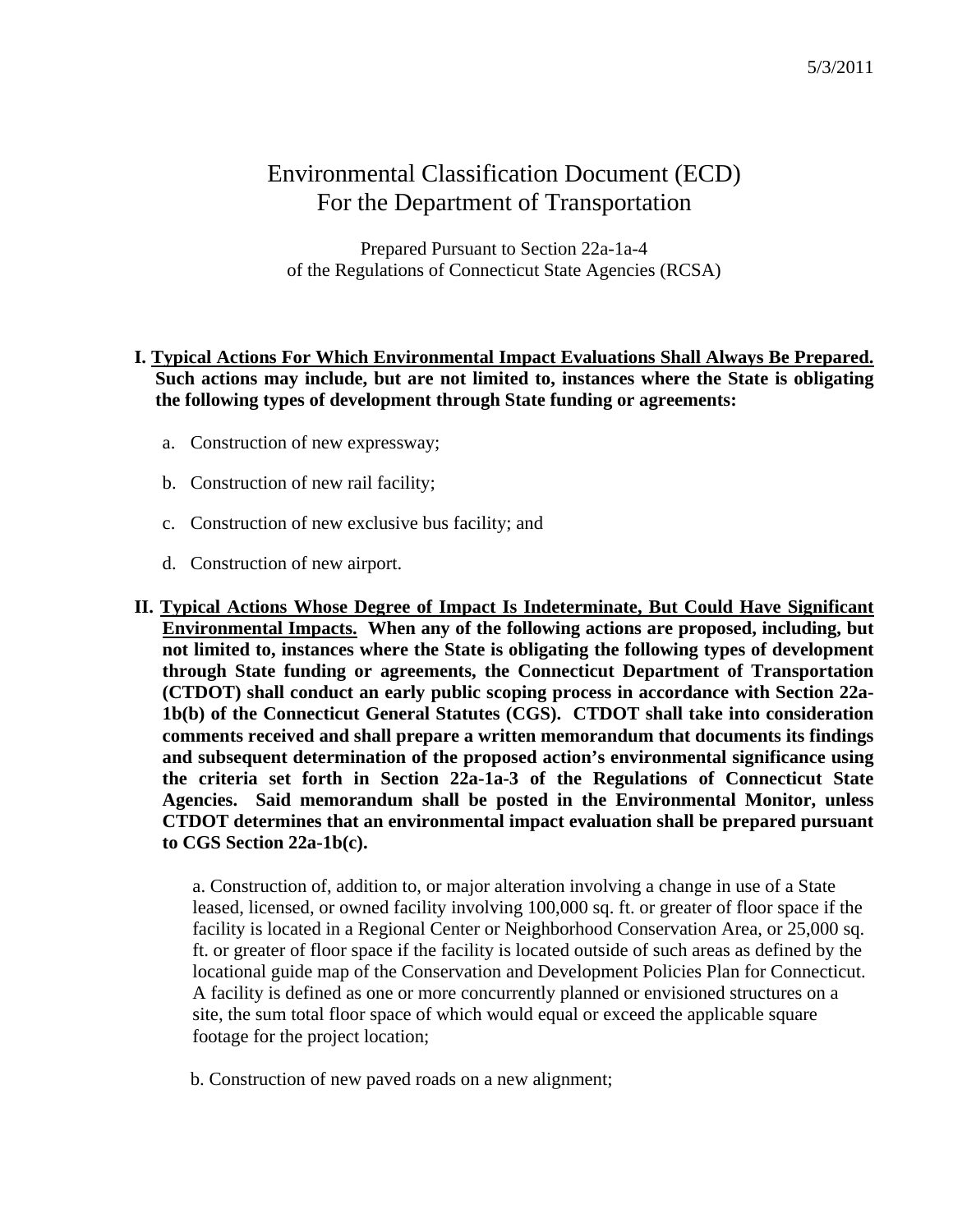5/3/2011

# Environmental Classification Document (ECD)
# For the Department of Transportation

Prepared Pursuant to Section 22a-1a-4
of the Regulations of Connecticut State Agencies (RCSA)

**I. <u>Typical Actions For Which Environmental Impact Evaluations Shall Always Be Prepared.</u> Such actions may include, but are not limited to, instances where the State is obligating the following types of development through State funding or agreements:**

a. Construction of new expressway;

b. Construction of new rail facility;

c. Construction of new exclusive bus facility; and

d. Construction of new airport.

**II. <u>Typical Actions Whose Degree of Impact Is Indeterminate, But Could Have Significant Environmental Impacts.</u> When any of the following actions are proposed, including, but not limited to, instances where the State is obligating the following types of development through State funding or agreements, the Connecticut Department of Transportation (CTDOT) shall conduct an early public scoping process in accordance with Section 22a-1b(b) of the Connecticut General Statutes (CGS). CTDOT shall take into consideration comments received and shall prepare a written memorandum that documents its findings and subsequent determination of the proposed action's environmental significance using the criteria set forth in Section 22a-1a-3 of the Regulations of Connecticut State Agencies. Said memorandum shall be posted in the Environmental Monitor, unless CTDOT determines that an environmental impact evaluation shall be prepared pursuant to CGS Section 22a-1b(c).**

a. Construction of, addition to, or major alteration involving a change in use of a State leased, licensed, or owned facility involving 100,000 sq. ft. or greater of floor space if the facility is located in a Regional Center or Neighborhood Conservation Area, or 25,000 sq. ft. or greater of floor space if the facility is located outside of such areas as defined by the locational guide map of the Conservation and Development Policies Plan for Connecticut. A facility is defined as one or more concurrently planned or envisioned structures on a site, the sum total floor space of which would equal or exceed the applicable square footage for the project location;

b. Construction of new paved roads on a new alignment;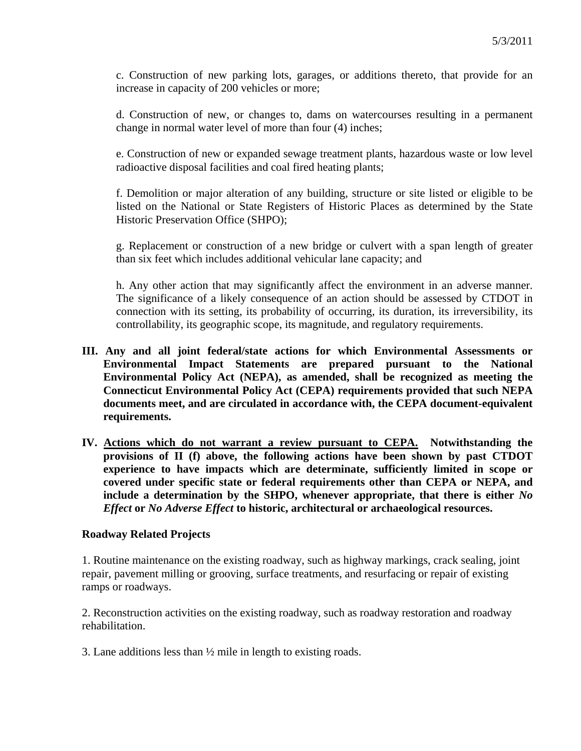c. Construction of new parking lots, garages, or additions thereto, that provide for an increase in capacity of 200 vehicles or more;

d. Construction of new, or changes to, dams on watercourses resulting in a permanent change in normal water level of more than four (4) inches;

e. Construction of new or expanded sewage treatment plants, hazardous waste or low level radioactive disposal facilities and coal fired heating plants;

f. Demolition or major alteration of any building, structure or site listed or eligible to be listed on the National or State Registers of Historic Places as determined by the State Historic Preservation Office (SHPO);

g. Replacement or construction of a new bridge or culvert with a span length of greater than six feet which includes additional vehicular lane capacity; and

h. Any other action that may significantly affect the environment in an adverse manner. The significance of a likely consequence of an action should be assessed by CTDOT in connection with its setting, its probability of occurring, its duration, its irreversibility, its controllability, its geographic scope, its magnitude, and regulatory requirements.

**III. Any and all joint federal/state actions for which Environmental Assessments or Environmental Impact Statements are prepared pursuant to the National Environmental Policy Act (NEPA), as amended, shall be recognized as meeting the Connecticut Environmental Policy Act (CEPA) requirements provided that such NEPA documents meet, and are circulated in accordance with, the CEPA document-equivalent requirements.**

**IV. <u>Actions which do not warrant a review pursuant to CEPA.</u> Notwithstanding the provisions of II (f) above, the following actions have been shown by past CTDOT experience to have impacts which are determinate, sufficiently limited in scope or covered under specific state or federal requirements other than CEPA or NEPA, and include a determination by the SHPO, whenever appropriate, that there is either *No Effect* or *No Adverse Effect* to historic, architectural or archaeological resources.**

**Roadway Related Projects**

1. Routine maintenance on the existing roadway, such as highway markings, crack sealing, joint repair, pavement milling or grooving, surface treatments, and resurfacing or repair of existing ramps or roadways.

2. Reconstruction activities on the existing roadway, such as roadway restoration and roadway rehabilitation.

3. Lane additions less than ½ mile in length to existing roads.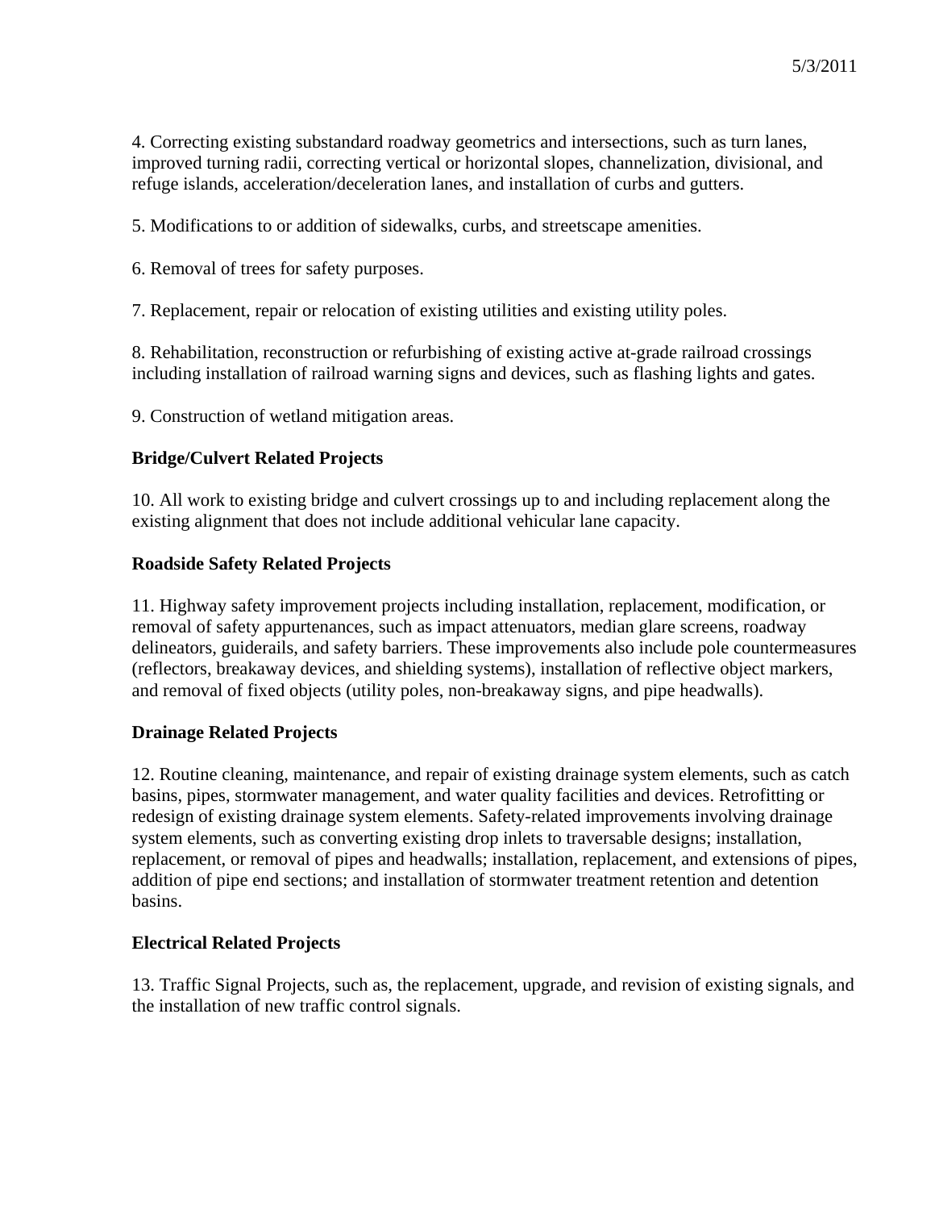4. Correcting existing substandard roadway geometrics and intersections, such as turn lanes, improved turning radii, correcting vertical or horizontal slopes, channelization, divisional, and refuge islands, acceleration/deceleration lanes, and installation of curbs and gutters.

5. Modifications to or addition of sidewalks, curbs, and streetscape amenities.

6. Removal of trees for safety purposes.

7. Replacement, repair or relocation of existing utilities and existing utility poles.

8. Rehabilitation, reconstruction or refurbishing of existing active at-grade railroad crossings including installation of railroad warning signs and devices, such as flashing lights and gates.

9. Construction of wetland mitigation areas.

**Bridge/Culvert Related Projects**

10. All work to existing bridge and culvert crossings up to and including replacement along the existing alignment that does not include additional vehicular lane capacity.

**Roadside Safety Related Projects**

11. Highway safety improvement projects including installation, replacement, modification, or removal of safety appurtenances, such as impact attenuators, median glare screens, roadway delineators, guiderails, and safety barriers. These improvements also include pole countermeasures (reflectors, breakaway devices, and shielding systems), installation of reflective object markers, and removal of fixed objects (utility poles, non-breakaway signs, and pipe headwalls).

**Drainage Related Projects**

12. Routine cleaning, maintenance, and repair of existing drainage system elements, such as catch basins, pipes, stormwater management, and water quality facilities and devices. Retrofitting or redesign of existing drainage system elements. Safety-related improvements involving drainage system elements, such as converting existing drop inlets to traversable designs; installation, replacement, or removal of pipes and headwalls; installation, replacement, and extensions of pipes, addition of pipe end sections; and installation of stormwater treatment retention and detention basins.

**Electrical Related Projects**

13. Traffic Signal Projects, such as, the replacement, upgrade, and revision of existing signals, and the installation of new traffic control signals.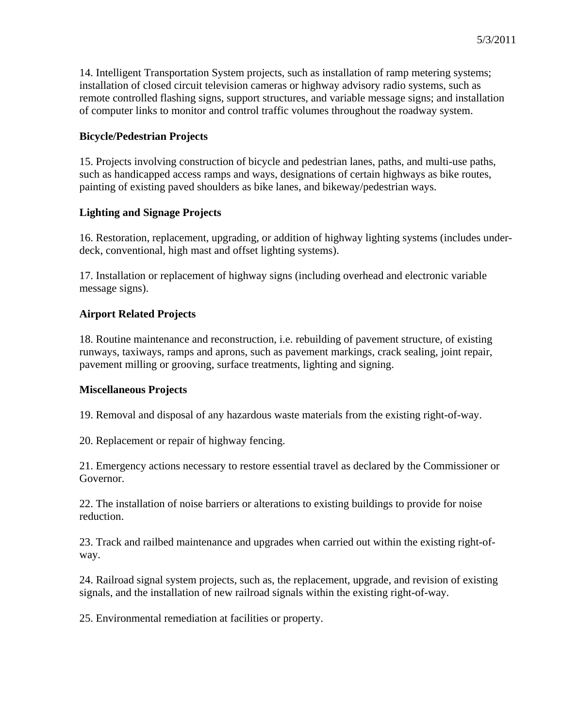14. Intelligent Transportation System projects, such as installation of ramp metering systems; installation of closed circuit television cameras or highway advisory radio systems, such as remote controlled flashing signs, support structures, and variable message signs; and installation of computer links to monitor and control traffic volumes throughout the roadway system.

**Bicycle/Pedestrian Projects**

15. Projects involving construction of bicycle and pedestrian lanes, paths, and multi-use paths, such as handicapped access ramps and ways, designations of certain highways as bike routes, painting of existing paved shoulders as bike lanes, and bikeway/pedestrian ways.

**Lighting and Signage Projects**

16. Restoration, replacement, upgrading, or addition of highway lighting systems (includes under-deck, conventional, high mast and offset lighting systems).

17. Installation or replacement of highway signs (including overhead and electronic variable message signs).

**Airport Related Projects**

18. Routine maintenance and reconstruction, i.e. rebuilding of pavement structure, of existing runways, taxiways, ramps and aprons, such as pavement markings, crack sealing, joint repair, pavement milling or grooving, surface treatments, lighting and signing.

**Miscellaneous Projects**

19. Removal and disposal of any hazardous waste materials from the existing right-of-way.

20. Replacement or repair of highway fencing.

21. Emergency actions necessary to restore essential travel as declared by the Commissioner or Governor.

22. The installation of noise barriers or alterations to existing buildings to provide for noise reduction.

23. Track and railbed maintenance and upgrades when carried out within the existing right-of-way.

24. Railroad signal system projects, such as, the replacement, upgrade, and revision of existing signals, and the installation of new railroad signals within the existing right-of-way.

25. Environmental remediation at facilities or property.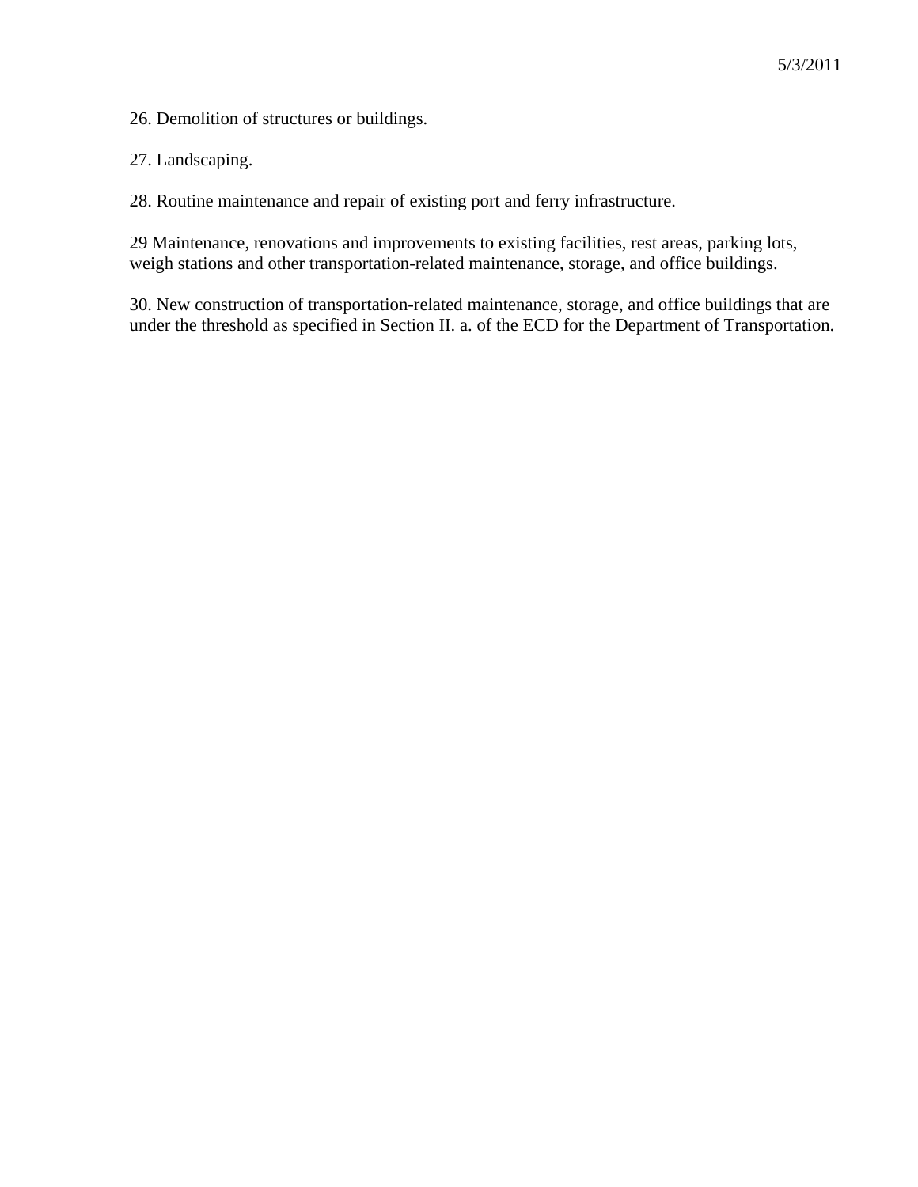26. Demolition of structures or buildings.

27. Landscaping.

28. Routine maintenance and repair of existing port and ferry infrastructure.

29 Maintenance, renovations and improvements to existing facilities, rest areas, parking lots, weigh stations and other transportation-related maintenance, storage, and office buildings.

30. New construction of transportation-related maintenance, storage, and office buildings that are under the threshold as specified in Section II. a. of the ECD for the Department of Transportation.